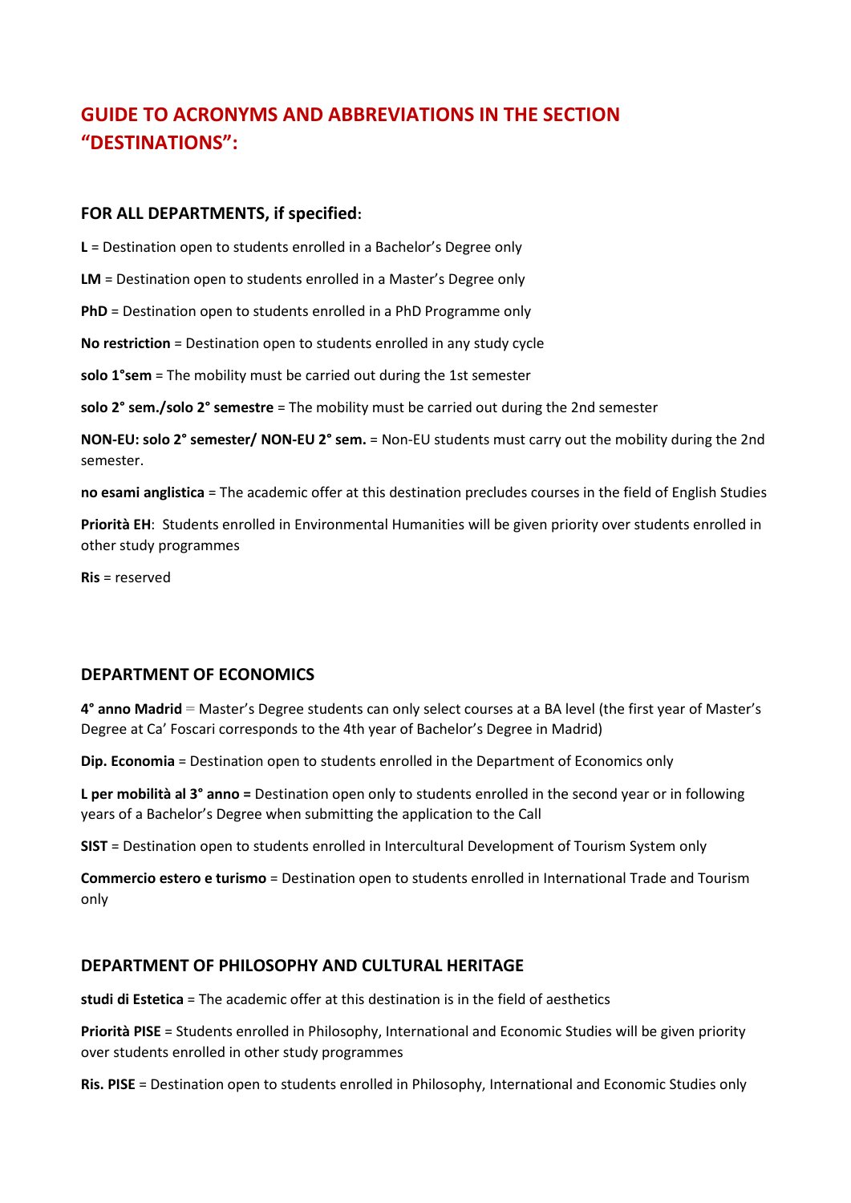# GUIDE TO ACRONYMS AND ABBREVIATIONS IN THE SECTION "DESTINATIONS":

### FOR ALL DEPARTMENTS, if specified:

**L** = Destination open to students enrolled in a Bachelor's Degree only

**LM** = Destination open to students enrolled in a Master's Degree only

**PhD** = Destination open to students enrolled in a PhD Programme only

**No restriction** = Destination open to students enrolled in any study cycle

**solo 1°sem** = The mobility must be carried out during the 1st semester

**solo 2° sem./solo 2° semestre** = The mobility must be carried out during the 2nd semester

**NON-EU: solo 2° semester/ NON-EU 2° sem.** = Non-EU students must carry out the mobility during the 2nd semester.

**no esami anglistica** = The academic offer at this destination precludes courses in the field of English Studies

**Priorità EH**: Students enrolled in Environmental Humanities will be given priority over students enrolled in other study programmes

**Ris** = reserved

### DEPARTMENT OF ECONOMICS

**4° anno Madrid** = Master's Degree students can only select courses at a BA level (the first year of Master's Degree at Ca' Foscari corresponds to the 4th year of Bachelor's Degree in Madrid)

**Dip. Economia** = Destination open to students enrolled in the Department of Economics only

**L per mobilità al 3° anno =** Destination open only to students enrolled in the second year or in following years of a Bachelor's Degree when submitting the application to the Call

**SIST** = Destination open to students enrolled in Intercultural Development of Tourism System only

**Commercio estero e turismo** = Destination open to students enrolled in International Trade and Tourism only

### DEPARTMENT OF PHILOSOPHY AND CULTURAL HERITAGE

**studi di Estetica** = The academic offer at this destination is in the field of aesthetics

**Priorità PISE** = Students enrolled in Philosophy, International and Economic Studies will be given priority over students enrolled in other study programmes

**Ris. PISE** = Destination open to students enrolled in Philosophy, International and Economic Studies only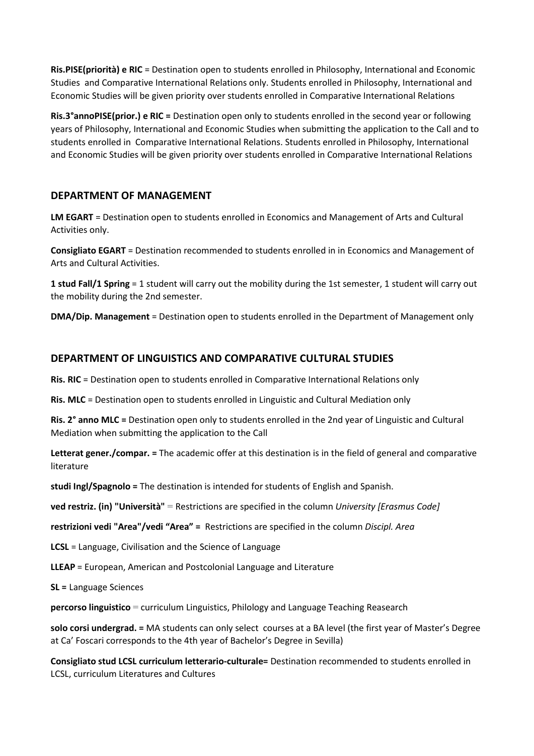**Ris.PISE(priorità) e RIC** = Destination open to students enrolled in Philosophy, International and Economic Studies  and Comparative International Relations only. Students enrolled in Philosophy, International and Economic Studies will be given priority over students enrolled in Comparative International Relations

**Ris.3°annoPISE(prior.) e RIC =** Destination open only to students enrolled in the second year or following years of Philosophy, International and Economic Studies when submitting the application to the Call and to students enrolled in  Comparative International Relations. Students enrolled in Philosophy, International and Economic Studies will be given priority over students enrolled in Comparative International Relations

## DEPARTMENT OF MANAGEMENT

**LM EGART** = Destination open to students enrolled in Economics and Management of Arts and Cultural Activities only.

**Consigliato EGART** = Destination recommended to students enrolled in in Economics and Management of Arts and Cultural Activities.

**1 stud Fall/1 Spring** = 1 student will carry out the mobility during the 1st semester, 1 student will carry out the mobility during the 2nd semester.

**DMA/Dip. Management** = Destination open to students enrolled in the Department of Management only

## DEPARTMENT OF LINGUISTICS AND COMPARATIVE CULTURAL STUDIES

**Ris. RIC** = Destination open to students enrolled in Comparative International Relations only

**Ris. MLC** = Destination open to students enrolled in Linguistic and Cultural Mediation only

**Ris. 2° anno MLC =** Destination open only to students enrolled in the 2nd year of Linguistic and Cultural Mediation when submitting the application to the Call

**Letterat gener./compar. =** The academic offer at this destination is in the field of general and comparative literature

**studi Ingl/Spagnolo =** The destination is intended for students of English and Spanish.

**ved restriz. (in) "Università"** = Restrictions are specified in the column *University [Erasmus Code]*

**restrizioni vedi "Area"/vedi "Area" =** Restrictions are specified in the column *Discipl. Area*

**LCSL** = Language, Civilisation and the Science of Language

**LLEAP** = European, American and Postcolonial Language and Literature

**SL =** Language Sciences

**percorso linguistico** = curriculum Linguistics, Philology and Language Teaching Reasearch

**solo corsi undergrad. =** MA students can only select  courses at a BA level (the first year of Master's Degree at Ca' Foscari corresponds to the 4th year of Bachelor's Degree in Sevilla)

**Consigliato stud LCSL curriculum letterario-culturale=** Destination recommended to students enrolled in LCSL, curriculum Literatures and Cultures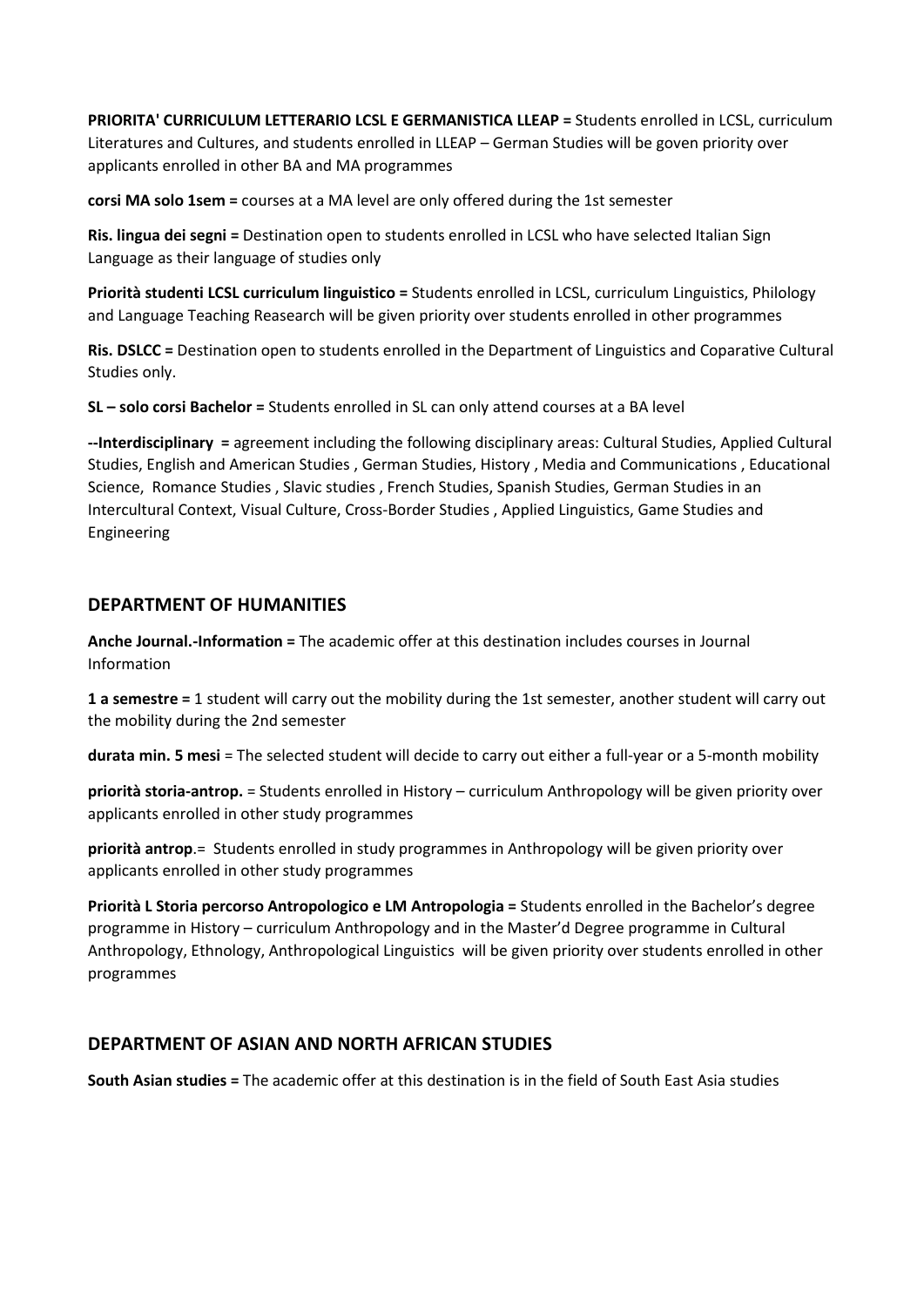**PRIORITA' CURRICULUM LETTERARIO LCSL E GERMANISTICA LLEAP =** Students enrolled in LCSL, curriculum Literatures and Cultures, and students enrolled in LLEAP – German Studies will be goven priority over applicants enrolled in other BA and MA programmes

**corsi MA solo 1sem =** courses at a MA level are only offered during the 1st semester

**Ris. lingua dei segni =** Destination open to students enrolled in LCSL who have selected Italian Sign Language as their language of studies only

**Priorità studenti LCSL curriculum linguistico =** Students enrolled in LCSL, curriculum Linguistics, Philology and Language Teaching Reasearch will be given priority over students enrolled in other programmes

**Ris. DSLCC =** Destination open to students enrolled in the Department of Linguistics and Coparative Cultural Studies only.

**SL – solo corsi Bachelor =** Students enrolled in SL can only attend courses at a BA level

**--Interdisciplinary =** agreement including the following disciplinary areas: Cultural Studies, Applied Cultural Studies, English and American Studies , German Studies, History , Media and Communications , Educational Science, Romance Studies , Slavic studies , French Studies, Spanish Studies, German Studies in an Intercultural Context, Visual Culture, Cross-Border Studies , Applied Linguistics, Game Studies and Engineering

## DEPARTMENT OF HUMANITIES

**Anche Journal.-Information =** The academic offer at this destination includes courses in Journal Information

**1 a semestre =** 1 student will carry out the mobility during the 1st semester, another student will carry out the mobility during the 2nd semester

**durata min. 5 mesi** = The selected student will decide to carry out either a full-year or a 5-month mobility

**priorità storia-antrop.** = Students enrolled in History – curriculum Anthropology will be given priority over applicants enrolled in other study programmes

**priorità antrop**.= Students enrolled in study programmes in Anthropology will be given priority over applicants enrolled in other study programmes

**Priorità L Storia percorso Antropologico e LM Antropologia =** Students enrolled in the Bachelor's degree programme in History – curriculum Anthropology and in the Master'd Degree programme in Cultural Anthropology, Ethnology, Anthropological Linguistics will be given priority over students enrolled in other programmes

## DEPARTMENT OF ASIAN AND NORTH AFRICAN STUDIES

**South Asian studies =** The academic offer at this destination is in the field of South East Asia studies